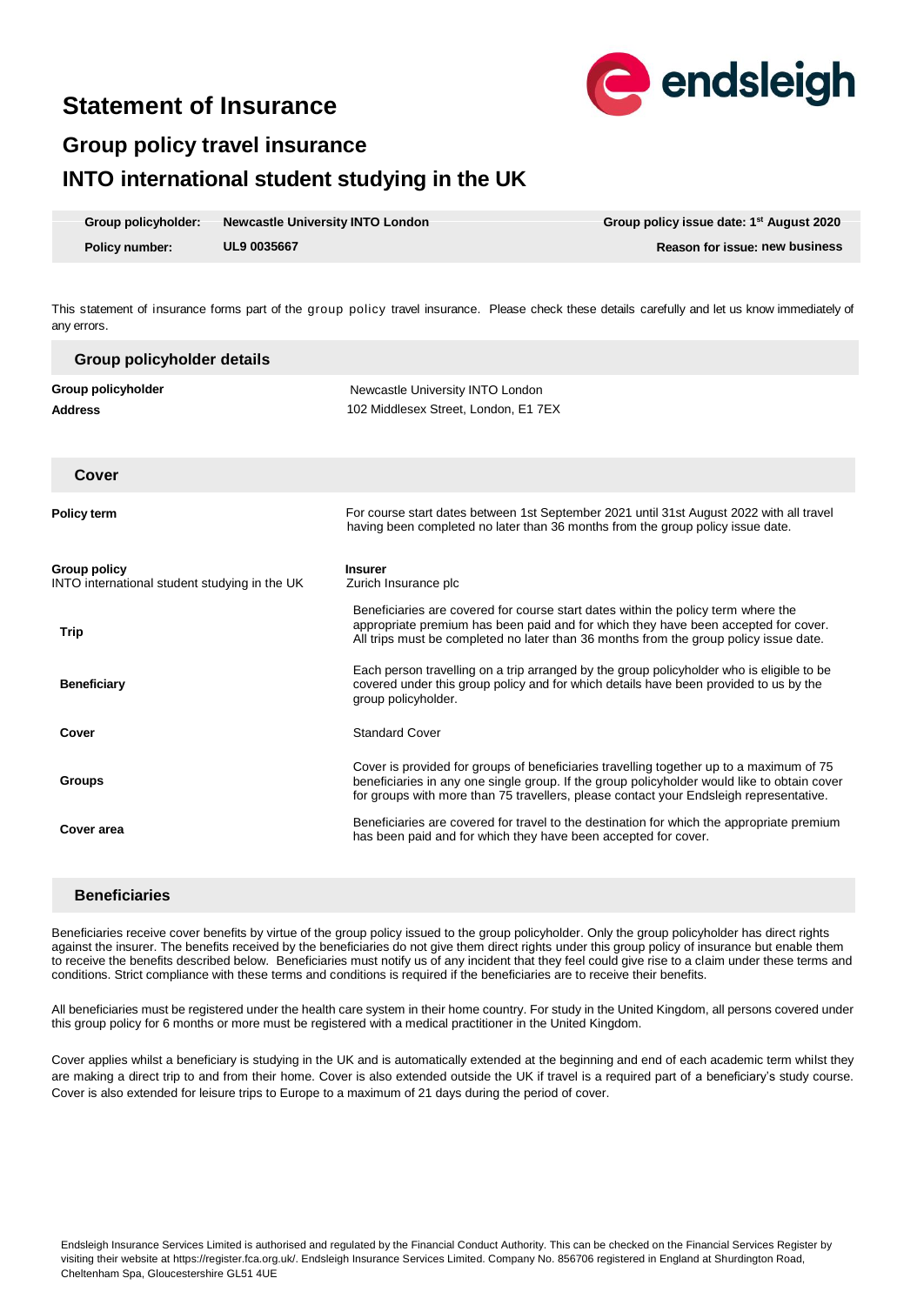# Statement of Insurance

## Group policy travel insurance

## INTO international student studying in the UK

| | | |
|---|---|---|
| **Group policyholder:** | **Newcastle University INTO London** | **Group policy issue date: 1st August 2020** |
| **Policy number:** | **UL9 0035667** | **Reason for issue: new business** |

This statement of insurance forms part of the group policy travel insurance. Please check these details carefully and let us know immediately of any errors.

### Group policyholder details

| | |
|---|---|
| **Group policyholder** | Newcastle University INTO London |
| **Address** | 102 Middlesex Street, London, E1 7EX |

### Cover

| | |
|---|---|
| **Policy term** | For course start dates between 1st September 2021 until 31st August 2022 with all travel having been completed no later than 36 months from the group policy issue date. |
| **Group policy**<br>INTO international student studying in the UK | **Insurer**<br>Zurich Insurance plc |
| **Trip** | Beneficiaries are covered for course start dates within the policy term where the appropriate premium has been paid and for which they have been accepted for cover. All trips must be completed no later than 36 months from the group policy issue date. |
| **Beneficiary** | Each person travelling on a trip arranged by the group policyholder who is eligible to be covered under this group policy and for which details have been provided to us by the group policyholder. |
| **Cover** | Standard Cover |
| **Groups** | Cover is provided for groups of beneficiaries travelling together up to a maximum of 75 beneficiaries in any one single group. If the group policyholder would like to obtain cover for groups with more than 75 travellers, please contact your Endsleigh representative. |
| **Cover area** | Beneficiaries are covered for travel to the destination for which the appropriate premium has been paid and for which they have been accepted for cover. |

### Beneficiaries

Beneficiaries receive cover benefits by virtue of the group policy issued to the group policyholder. Only the group policyholder has direct rights against the insurer. The benefits received by the beneficiaries do not give them direct rights under this group policy of insurance but enable them to receive the benefits described below. Beneficiaries must notify us of any incident that they feel could give rise to a claim under these terms and conditions. Strict compliance with these terms and conditions is required if the beneficiaries are to receive their benefits.

All beneficiaries must be registered under the health care system in their home country. For study in the United Kingdom, all persons covered under this group policy for 6 months or more must be registered with a medical practitioner in the United Kingdom.

Cover applies whilst a beneficiary is studying in the UK and is automatically extended at the beginning and end of each academic term whilst they are making a direct trip to and from their home. Cover is also extended outside the UK if travel is a required part of a beneficiary's study course. Cover is also extended for leisure trips to Europe to a maximum of 21 days during the period of cover.

Endsleigh Insurance Services Limited is authorised and regulated by the Financial Conduct Authority. This can be checked on the Financial Services Register by visiting their website at https://register.fca.org.uk/. Endsleigh Insurance Services Limited. Company No. 856706 registered in England at Shurdington Road, Cheltenham Spa, Gloucestershire GL51 4UE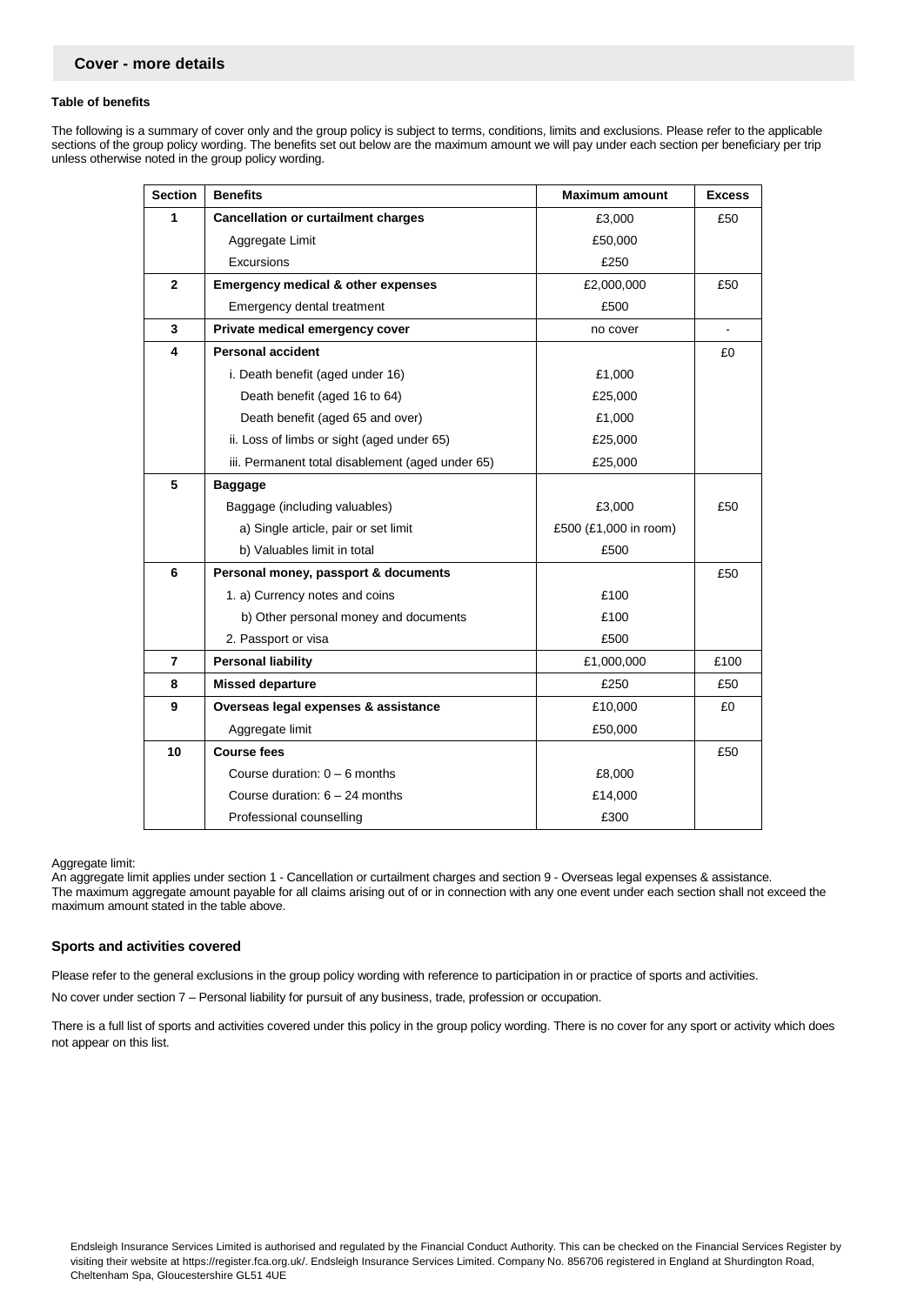## Cover - more details

### Table of benefits

The following is a summary of cover only and the group policy is subject to terms, conditions, limits and exclusions. Please refer to the applicable sections of the group policy wording. The benefits set out below are the maximum amount we will pay under each section per beneficiary per trip unless otherwise noted in the group policy wording.

| Section | Benefits | Maximum amount | Excess |
|---|---|---|---|
| 1 | **Cancellation or curtailment charges** | £3,000 | £50 |
| | Aggregate Limit | £50,000 | |
| | Excursions | £250 | |
| 2 | **Emergency medical & other expenses** | £2,000,000 | £50 |
| | Emergency dental treatment | £500 | |
| 3 | **Private medical emergency cover** | no cover | - |
| 4 | **Personal accident** | | £0 |
| | i. Death benefit (aged under 16) | £1,000 | |
| | Death benefit (aged 16 to 64) | £25,000 | |
| | Death benefit (aged 65 and over) | £1,000 | |
| | ii. Loss of limbs or sight (aged under 65) | £25,000 | |
| | iii. Permanent total disablement (aged under 65) | £25,000 | |
| 5 | **Baggage** | | |
| | Baggage (including valuables) | £3,000 | £50 |
| | a) Single article, pair or set limit | £500 (£1,000 in room) | |
| | b) Valuables limit in total | £500 | |
| 6 | **Personal money, passport & documents** | | £50 |
| | 1. a) Currency notes and coins | £100 | |
| | b) Other personal money and documents | £100 | |
| | 2. Passport or visa | £500 | |
| 7 | **Personal liability** | £1,000,000 | £100 |
| 8 | **Missed departure** | £250 | £50 |
| 9 | **Overseas legal expenses & assistance** | £10,000 | £0 |
| | Aggregate limit | £50,000 | |
| 10 | **Course fees** | | £50 |
| | Course duration: 0 – 6 months | £8,000 | |
| | Course duration: 6 – 24 months | £14,000 | |
| | Professional counselling | £300 | |

Aggregate limit:
An aggregate limit applies under section 1 - Cancellation or curtailment charges and section 9 - Overseas legal expenses & assistance.
The maximum aggregate amount payable for all claims arising out of or in connection with any one event under each section shall not exceed the maximum amount stated in the table above.

### Sports and activities covered

Please refer to the general exclusions in the group policy wording with reference to participation in or practice of sports and activities.

No cover under section 7 – Personal liability for pursuit of any business, trade, profession or occupation.

There is a full list of sports and activities covered under this policy in the group policy wording. There is no cover for any sport or activity which does not appear on this list.

Endsleigh Insurance Services Limited is authorised and regulated by the Financial Conduct Authority. This can be checked on the Financial Services Register by visiting their website at https://register.fca.org.uk/. Endsleigh Insurance Services Limited. Company No. 856706 registered in England at Shurdington Road, Cheltenham Spa, Gloucestershire GL51 4UE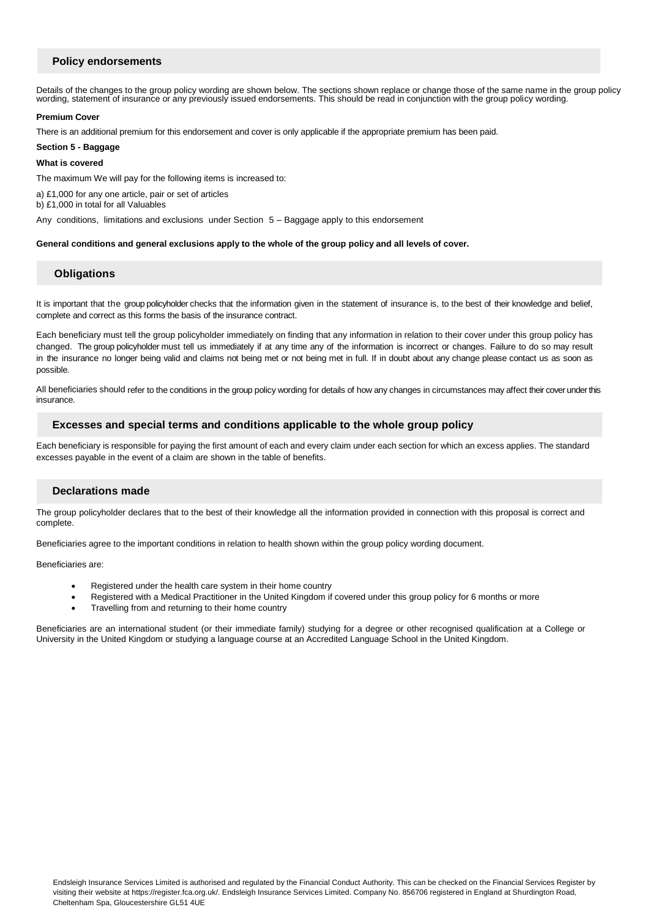## Policy endorsements

Details of the changes to the group policy wording are shown below. The sections shown replace or change those of the same name in the group policy wording, statement of insurance or any previously issued endorsements. This should be read in conjunction with the group policy wording.

**Premium Cover**

There is an additional premium for this endorsement and cover is only applicable if the appropriate premium has been paid.

**Section 5 - Baggage**

**What is covered**

The maximum We will pay for the following items is increased to:

a) £1,000 for any one article, pair or set of articles
b) £1,000 in total for all Valuables

Any conditions, limitations and exclusions under Section 5 – Baggage apply to this endorsement

**General conditions and general exclusions apply to the whole of the group policy and all levels of cover.**

## Obligations

It is important that the group policyholder checks that the information given in the statement of insurance is, to the best of their knowledge and belief, complete and correct as this forms the basis of the insurance contract.

Each beneficiary must tell the group policyholder immediately on finding that any information in relation to their cover under this group policy has changed. The group policyholder must tell us immediately if at any time any of the information is incorrect or changes. Failure to do so may result in the insurance no longer being valid and claims not being met or not being met in full. If in doubt about any change please contact us as soon as possible.

All beneficiaries should refer to the conditions in the group policy wording for details of how any changes in circumstances may affect their cover under this insurance.

## Excesses and special terms and conditions applicable to the whole group policy

Each beneficiary is responsible for paying the first amount of each and every claim under each section for which an excess applies. The standard excesses payable in the event of a claim are shown in the table of benefits.

## Declarations made

The group policyholder declares that to the best of their knowledge all the information provided in connection with this proposal is correct and complete.

Beneficiaries agree to the important conditions in relation to health shown within the group policy wording document.

Beneficiaries are:

- Registered under the health care system in their home country
- Registered with a Medical Practitioner in the United Kingdom if covered under this group policy for 6 months or more
- Travelling from and returning to their home country

Beneficiaries are an international student (or their immediate family) studying for a degree or other recognised qualification at a College or University in the United Kingdom or studying a language course at an Accredited Language School in the United Kingdom.

Endsleigh Insurance Services Limited is authorised and regulated by the Financial Conduct Authority. This can be checked on the Financial Services Register by visiting their website at https://register.fca.org.uk/. Endsleigh Insurance Services Limited. Company No. 856706 registered in England at Shurdington Road, Cheltenham Spa, Gloucestershire GL51 4UE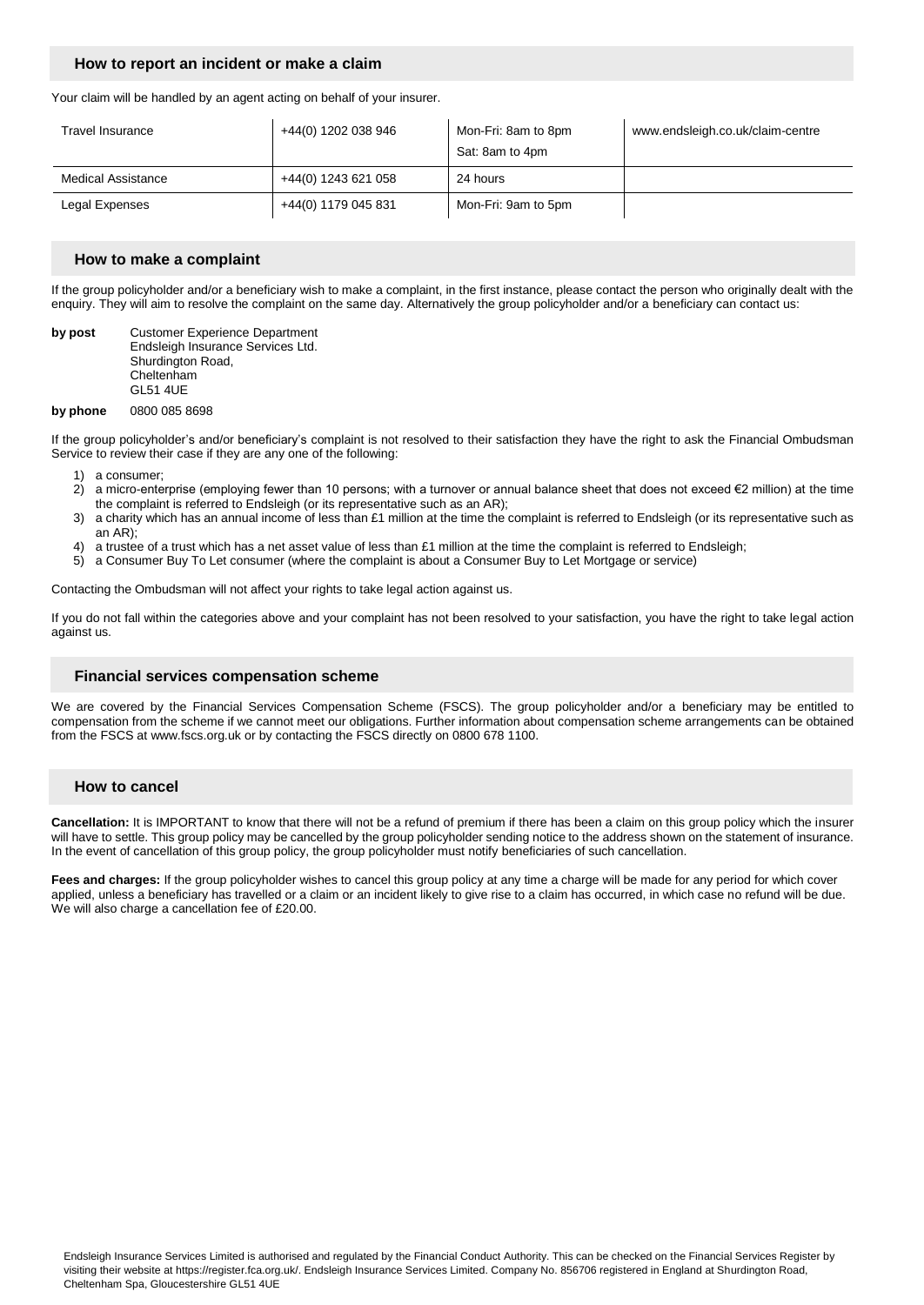## How to report an incident or make a claim

Your claim will be handled by an agent acting on behalf of your insurer.

| | | | |
|---|---|---|---|
| Travel Insurance | +44(0) 1202 038 946 | Mon-Fri: 8am to 8pm<br>Sat: 8am to 4pm | www.endsleigh.co.uk/claim-centre |
| Medical Assistance | +44(0) 1243 621 058 | 24 hours | |
| Legal Expenses | +44(0) 1179 045 831 | Mon-Fri: 9am to 5pm | |

## How to make a complaint

If the group policyholder and/or a beneficiary wish to make a complaint, in the first instance, please contact the person who originally dealt with the enquiry. They will aim to resolve the complaint on the same day. Alternatively the group policyholder and/or a beneficiary can contact us:

**by post** Customer Experience Department
Endsleigh Insurance Services Ltd.
Shurdington Road,
Cheltenham
GL51 4UE

**by phone** 0800 085 8698

If the group policyholder's and/or beneficiary's complaint is not resolved to their satisfaction they have the right to ask the Financial Ombudsman Service to review their case if they are any one of the following:

1) a consumer;
2) a micro-enterprise (employing fewer than 10 persons; with a turnover or annual balance sheet that does not exceed €2 million) at the time the complaint is referred to Endsleigh (or its representative such as an AR);
3) a charity which has an annual income of less than £1 million at the time the complaint is referred to Endsleigh (or its representative such as an AR);
4) a trustee of a trust which has a net asset value of less than £1 million at the time the complaint is referred to Endsleigh;
5) a Consumer Buy To Let consumer (where the complaint is about a Consumer Buy to Let Mortgage or service)

Contacting the Ombudsman will not affect your rights to take legal action against us.

If you do not fall within the categories above and your complaint has not been resolved to your satisfaction, you have the right to take legal action against us.

## Financial services compensation scheme

We are covered by the Financial Services Compensation Scheme (FSCS). The group policyholder and/or a beneficiary may be entitled to compensation from the scheme if we cannot meet our obligations. Further information about compensation scheme arrangements can be obtained from the FSCS at www.fscs.org.uk or by contacting the FSCS directly on 0800 678 1100.

## How to cancel

**Cancellation:** It is IMPORTANT to know that there will not be a refund of premium if there has been a claim on this group policy which the insurer will have to settle. This group policy may be cancelled by the group policyholder sending notice to the address shown on the statement of insurance. In the event of cancellation of this group policy, the group policyholder must notify beneficiaries of such cancellation.

**Fees and charges:** If the group policyholder wishes to cancel this group policy at any time a charge will be made for any period for which cover applied, unless a beneficiary has travelled or a claim or an incident likely to give rise to a claim has occurred, in which case no refund will be due. We will also charge a cancellation fee of £20.00.

Endsleigh Insurance Services Limited is authorised and regulated by the Financial Conduct Authority. This can be checked on the Financial Services Register by visiting their website at https://register.fca.org.uk/. Endsleigh Insurance Services Limited. Company No. 856706 registered in England at Shurdington Road, Cheltenham Spa, Gloucestershire GL51 4UE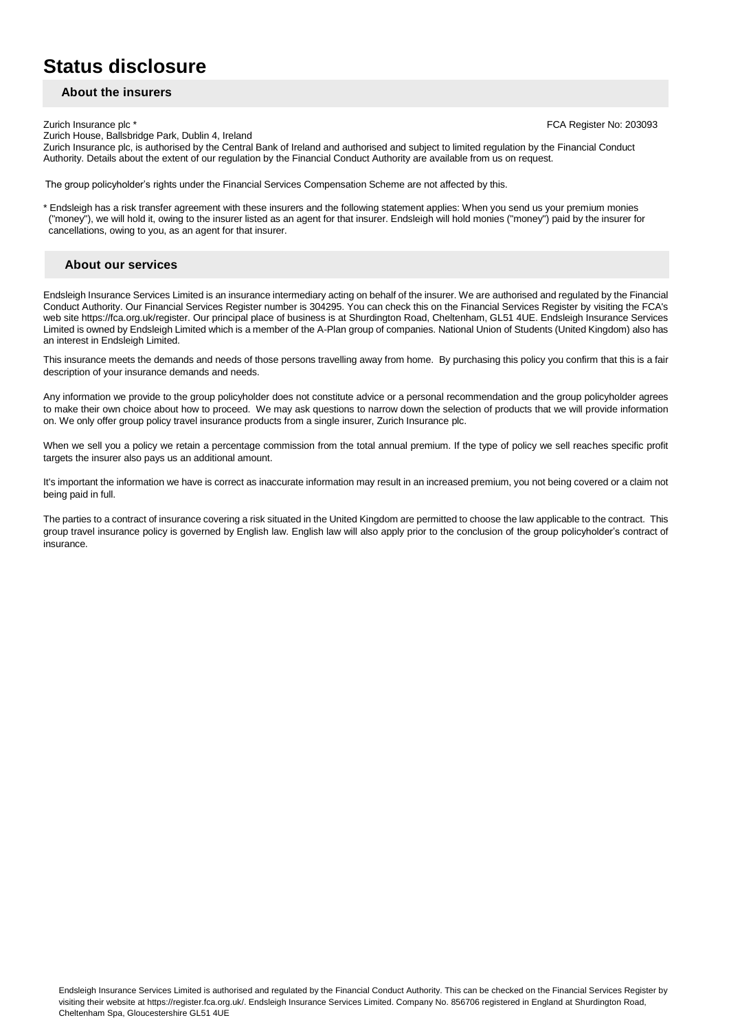# Status disclosure

## About the insurers

Zurich Insurance plc * FCA Register No: 203093

Zurich House, Ballsbridge Park, Dublin 4, Ireland

Zurich Insurance plc, is authorised by the Central Bank of Ireland and authorised and subject to limited regulation by the Financial Conduct Authority. Details about the extent of our regulation by the Financial Conduct Authority are available from us on request.

The group policyholder's rights under the Financial Services Compensation Scheme are not affected by this.

* Endsleigh has a risk transfer agreement with these insurers and the following statement applies: When you send us your premium monies ("money"), we will hold it, owing to the insurer listed as an agent for that insurer. Endsleigh will hold monies ("money") paid by the insurer for cancellations, owing to you, as an agent for that insurer.

## About our services

Endsleigh Insurance Services Limited is an insurance intermediary acting on behalf of the insurer. We are authorised and regulated by the Financial Conduct Authority. Our Financial Services Register number is 304295. You can check this on the Financial Services Register by visiting the FCA's web site https://fca.org.uk/register. Our principal place of business is at Shurdington Road, Cheltenham, GL51 4UE. Endsleigh Insurance Services Limited is owned by Endsleigh Limited which is a member of the A-Plan group of companies. National Union of Students (United Kingdom) also has an interest in Endsleigh Limited.

This insurance meets the demands and needs of those persons travelling away from home. By purchasing this policy you confirm that this is a fair description of your insurance demands and needs.

Any information we provide to the group policyholder does not constitute advice or a personal recommendation and the group policyholder agrees to make their own choice about how to proceed. We may ask questions to narrow down the selection of products that we will provide information on. We only offer group policy travel insurance products from a single insurer, Zurich Insurance plc.

When we sell you a policy we retain a percentage commission from the total annual premium. If the type of policy we sell reaches specific profit targets the insurer also pays us an additional amount.

It's important the information we have is correct as inaccurate information may result in an increased premium, you not being covered or a claim not being paid in full.

The parties to a contract of insurance covering a risk situated in the United Kingdom are permitted to choose the law applicable to the contract. This group travel insurance policy is governed by English law. English law will also apply prior to the conclusion of the group policyholder's contract of insurance.

Endsleigh Insurance Services Limited is authorised and regulated by the Financial Conduct Authority. This can be checked on the Financial Services Register by visiting their website at https://register.fca.org.uk/. Endsleigh Insurance Services Limited. Company No. 856706 registered in England at Shurdington Road, Cheltenham Spa, Gloucestershire GL51 4UE